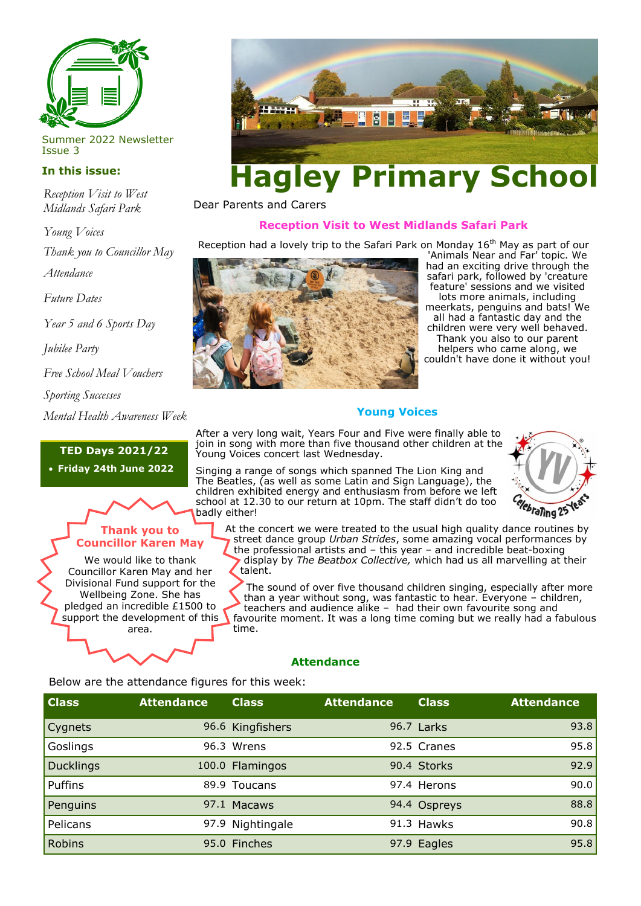Summer 2022 Newsletter
Issue 3

**In this issue:**

*Reception Visit to West Midlands Safari Park*

*Young Voices*

*Thank you to Councillor May*

*Attendance*

*Future Dates*

*Year 5 and 6 Sports Day*

*Jubilee Party*

*Free School Meal Vouchers*

*Sporting Successes*

*Mental Health Awareness Week*

**TED Days 2021/22**

- **Friday 24th June 2022**

# Hagley Primary School

Dear Parents and Carers

## Reception Visit to West Midlands Safari Park

Reception had a lovely trip to the Safari Park on Monday 16th May as part of our 'Animals Near and Far' topic. We had an exciting drive through the safari park, followed by 'creature feature' sessions and we visited lots more animals, including meerkats, penguins and bats! We all had a fantastic day and the children were very well behaved. Thank you also to our parent helpers who came along, we couldn't have done it without you!

## Young Voices

After a very long wait, Years Four and Five were finally able to join in song with more than five thousand other children at the Young Voices concert last Wednesday.

Singing a range of songs which spanned The Lion King and The Beatles, (as well as some Latin and Sign Language), the children exhibited energy and enthusiasm from before we left school at 12.30 to our return at 10pm. The staff didn't do too badly either!

At the concert we were treated to the usual high quality dance routines by street dance group *Urban Strides*, some amazing vocal performances by the professional artists and – this year – and incredible beat-boxing display by *The Beatbox Collective,* which had us all marvelling at their talent.

The sound of over five thousand children singing, especially after more than a year without song, was fantastic to hear. Everyone – children, teachers and audience alike – had their own favourite song and favourite moment. It was a long time coming but we really had a fabulous time.

## Thank you to Councillor Karen May

We would like to thank Councillor Karen May and her Divisional Fund support for the Wellbeing Zone. She has pledged an incredible £1500 to support the development of this area.

## Attendance

Below are the attendance figures for this week:

| Class | Attendance | Class | Attendance | Class | Attendance |
|---|---|---|---|---|---|
| Cygnets | 96.6 | Kingfishers | 96.7 | Larks | 93.8 |
| Goslings | 96.3 | Wrens | 92.5 | Cranes | 95.8 |
| Ducklings | 100.0 | Flamingos | 90.4 | Storks | 92.9 |
| Puffins | 89.9 | Toucans | 97.4 | Herons | 90.0 |
| Penguins | 97.1 | Macaws | 94.4 | Ospreys | 88.8 |
| Pelicans | 97.9 | Nightingale | 91.3 | Hawks | 90.8 |
| Robins | 95.0 | Finches | 97.9 | Eagles | 95.8 |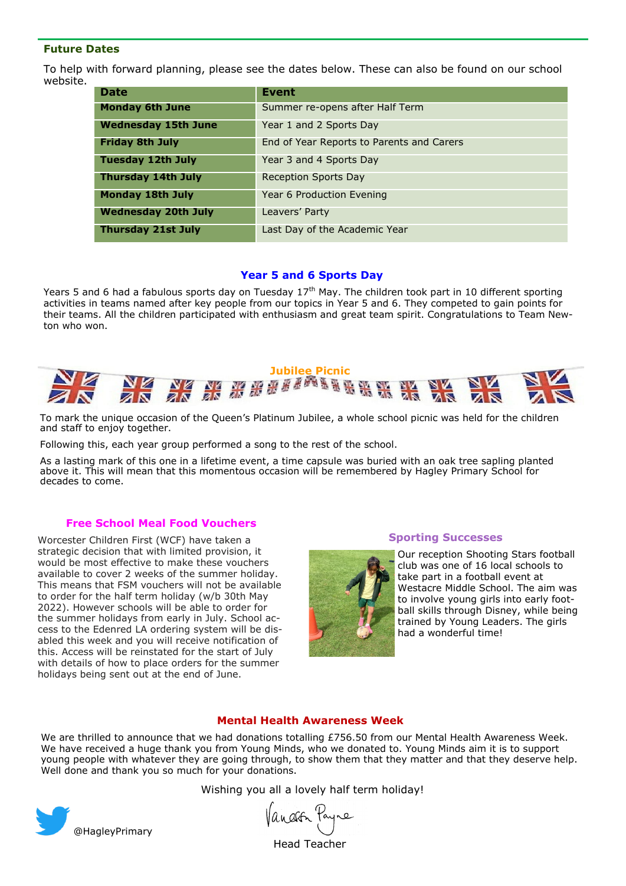## Future Dates

To help with forward planning, please see the dates below. These can also be found on our school website.

| Date | Event |
|---|---|
| Monday 6th June | Summer re-opens after Half Term |
| Wednesday 15th June | Year 1 and 2 Sports Day |
| Friday 8th July | End of Year Reports to Parents and Carers |
| Tuesday 12th July | Year 3 and 4 Sports Day |
| Thursday 14th July | Reception Sports Day |
| Monday 18th July | Year 6 Production Evening |
| Wednesday 20th July | Leavers' Party |
| Thursday 21st July | Last Day of the Academic Year |

## Year 5 and 6 Sports Day

Years 5 and 6 had a fabulous sports day on Tuesday 17th May. The children took part in 10 different sporting activities in teams named after key people from our topics in Year 5 and 6. They competed to gain points for their teams. All the children participated with enthusiasm and great team spirit. Congratulations to Team Newton who won.

## Jubilee Picnic

To mark the unique occasion of the Queen's Platinum Jubilee, a whole school picnic was held for the children and staff to enjoy together.

Following this, each year group performed a song to the rest of the school.

As a lasting mark of this one in a lifetime event, a time capsule was buried with an oak tree sapling planted above it. This will mean that this momentous occasion will be remembered by Hagley Primary School for decades to come.

## Free School Meal Food Vouchers

Worcester Children First (WCF) have taken a strategic decision that with limited provision, it would be most effective to make these vouchers available to cover 2 weeks of the summer holiday. This means that FSM vouchers will not be available to order for the half term holiday (w/b 30th May 2022). However schools will be able to order for the summer holidays from early in July. School access to the Edenred LA ordering system will be disabled this week and you will receive notification of this. Access will be reinstated for the start of July with details of how to place orders for the summer holidays being sent out at the end of June.

## Sporting Successes

Our reception Shooting Stars football club was one of 16 local schools to take part in a football event at Westacre Middle School. The aim was to involve young girls into early football skills through Disney, while being trained by Young Leaders. The girls had a wonderful time!

## Mental Health Awareness Week

We are thrilled to announce that we had donations totalling £756.50 from our Mental Health Awareness Week. We have received a huge thank you from Young Minds, who we donated to. Young Minds aim it is to support young people with whatever they are going through, to show them that they matter and that they deserve help. Well done and thank you so much for your donations.

Wishing you all a lovely half term holiday!

Vanessa Payne

Head Teacher

@HagleyPrimary